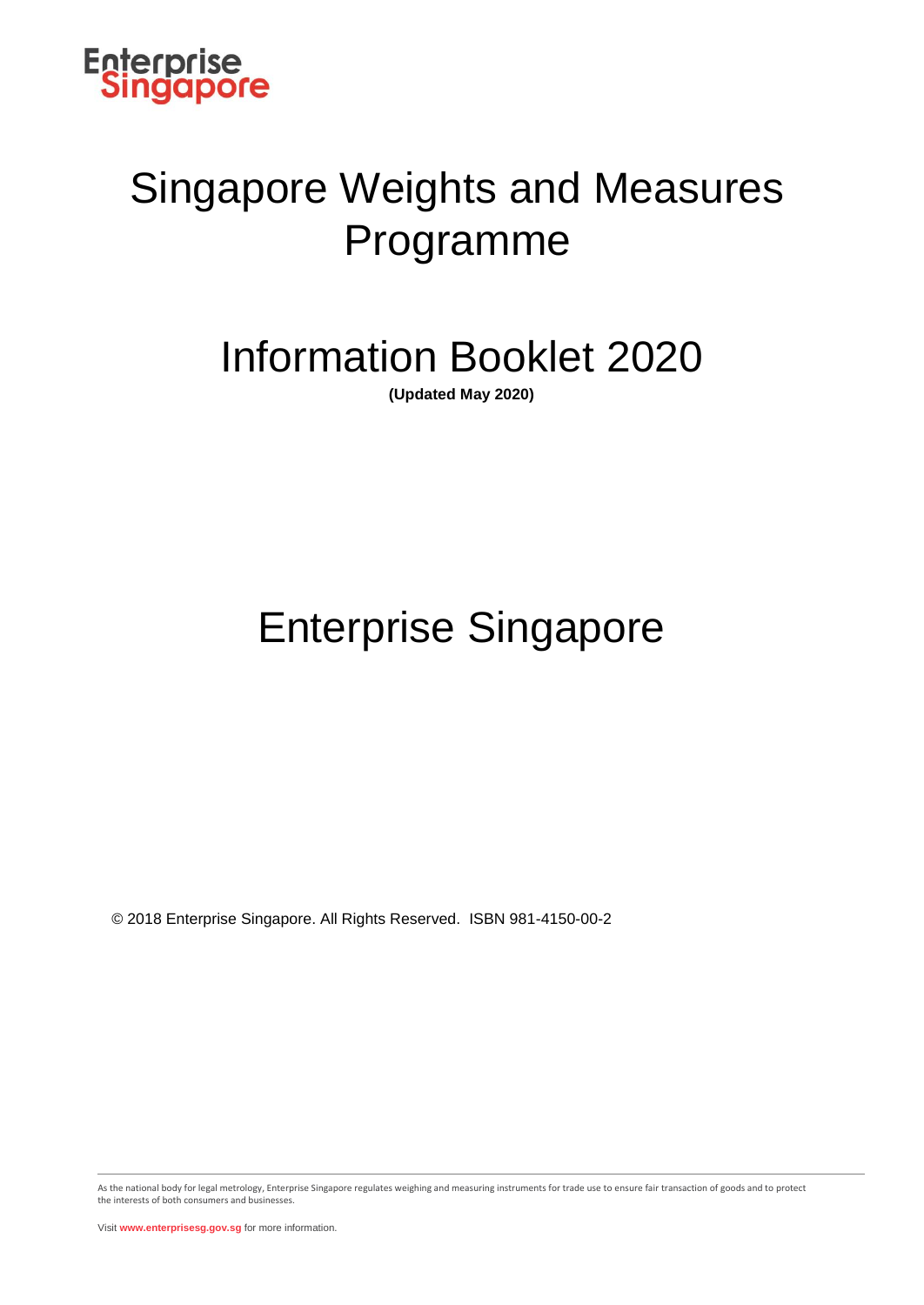Enterprise Singapore

# Singapore Weights and Measures Programme

# Information Booklet 2020

**(Updated May 2020)**

# Enterprise Singapore

© 2018 Enterprise Singapore. All Rights Reserved. ISBN 981-4150-00-2

As the national body for legal metrology, Enterprise Singapore regulates weighing and measuring instruments for trade use to ensure fair transaction of goods and to protect the interests of both consumers and businesses.

Visit **www.enterprisesg.gov.sg** for more information.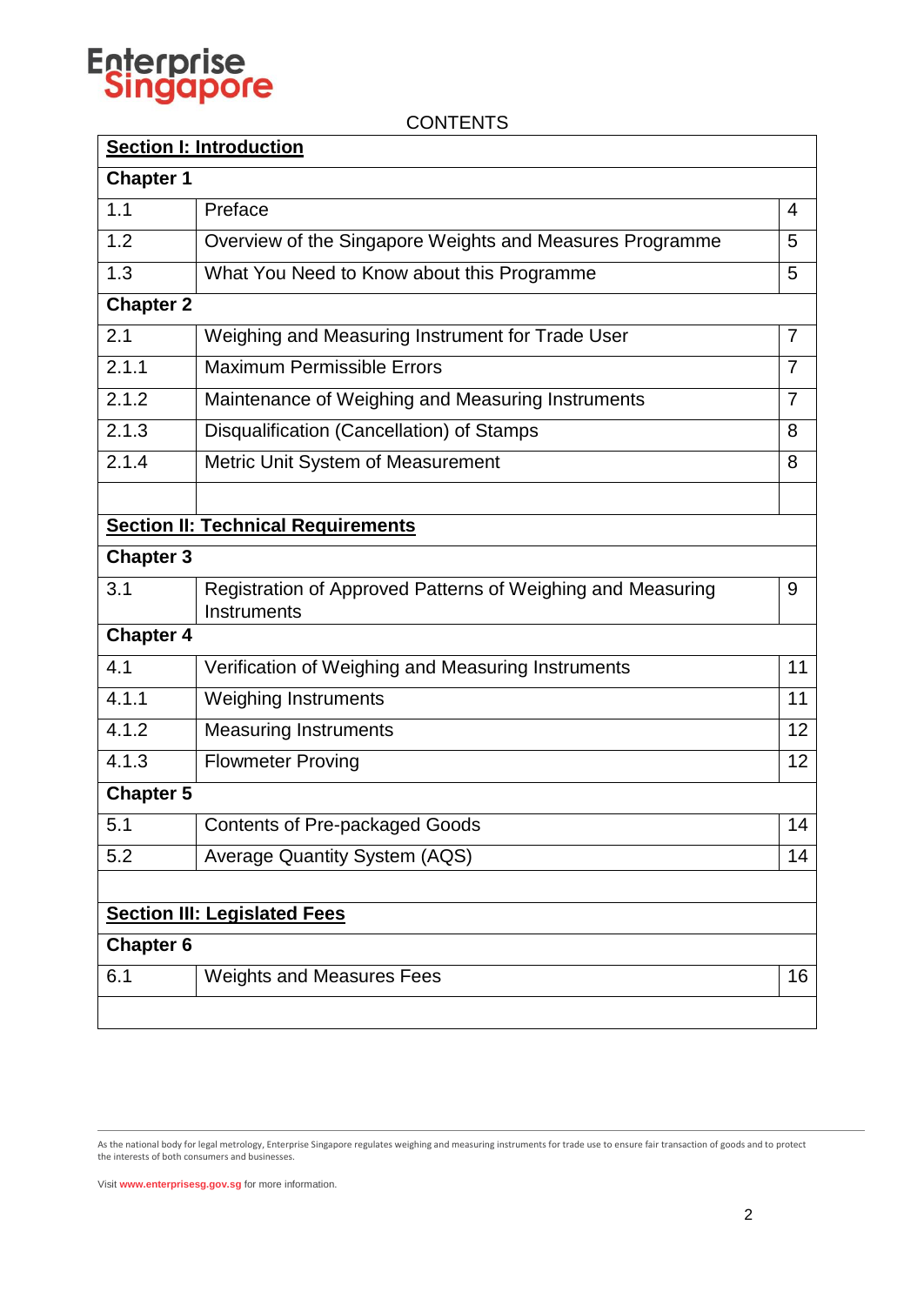CONTENTS

| | | |
|---|---|---|
| **Section I: Introduction** | | |
| **Chapter 1** | | |
| 1.1 | Preface | 4 |
| 1.2 | Overview of the Singapore Weights and Measures Programme | 5 |
| 1.3 | What You Need to Know about this Programme | 5 |
| **Chapter 2** | | |
| 2.1 | Weighing and Measuring Instrument for Trade User | 7 |
| 2.1.1 | Maximum Permissible Errors | 7 |
| 2.1.2 | Maintenance of Weighing and Measuring Instruments | 7 |
| 2.1.3 | Disqualification (Cancellation) of Stamps | 8 |
| 2.1.4 | Metric Unit System of Measurement | 8 |
| | | |
| **Section II: Technical Requirements** | | |
| **Chapter 3** | | |
| 3.1 | Registration of Approved Patterns of Weighing and Measuring Instruments | 9 |
| **Chapter 4** | | |
| 4.1 | Verification of Weighing and Measuring Instruments | 11 |
| 4.1.1 | Weighing Instruments | 11 |
| 4.1.2 | Measuring Instruments | 12 |
| 4.1.3 | Flowmeter Proving | 12 |
| **Chapter 5** | | |
| 5.1 | Contents of Pre-packaged Goods | 14 |
| 5.2 | Average Quantity System (AQS) | 14 |
| | | |
| **Section III: Legislated Fees** | | |
| **Chapter 6** | | |
| 6.1 | Weights and Measures Fees | 16 |

As the national body for legal metrology, Enterprise Singapore regulates weighing and measuring instruments for trade use to ensure fair transaction of goods and to protect the interests of both consumers and businesses.

Visit **www.enterprisesg.gov.sg** for more information.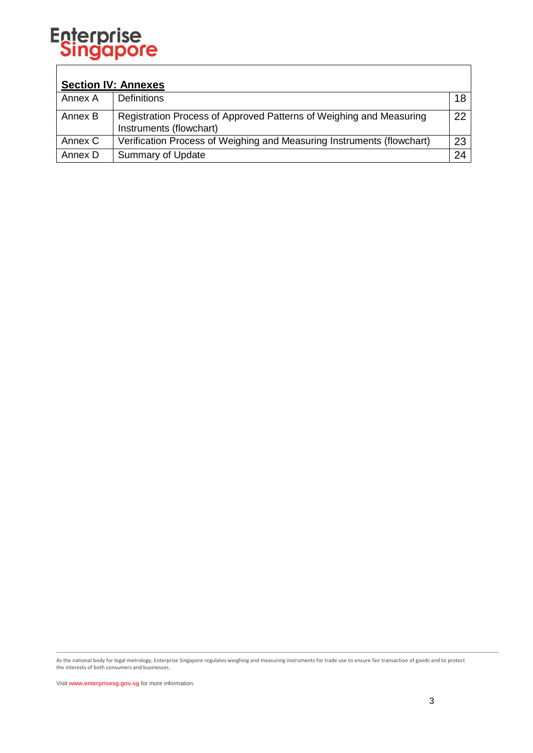## Section IV: Annexes

| | | |
|---|---|---|
| Annex A | Definitions | 18 |
| Annex B | Registration Process of Approved Patterns of Weighing and Measuring Instruments (flowchart) | 22 |
| Annex C | Verification Process of Weighing and Measuring Instruments (flowchart) | 23 |
| Annex D | Summary of Update | 24 |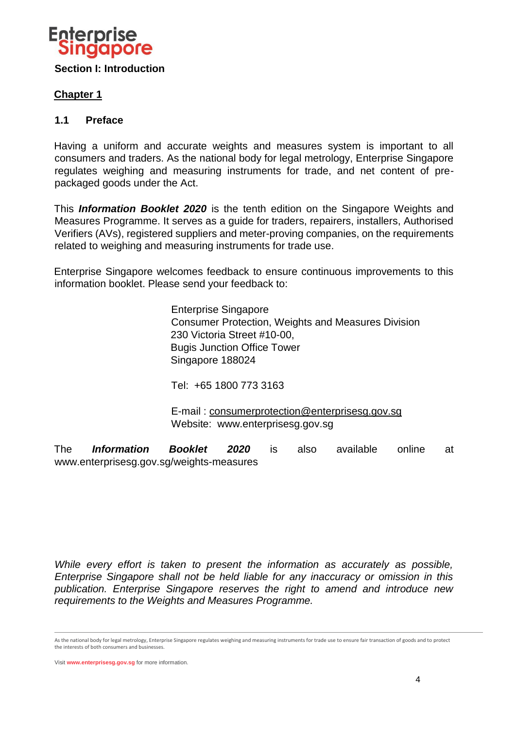# Section I: Introduction

## Chapter 1

### 1.1 Preface

Having a uniform and accurate weights and measures system is important to all consumers and traders. As the national body for legal metrology, Enterprise Singapore regulates weighing and measuring instruments for trade, and net content of pre-packaged goods under the Act.

This ***Information Booklet 2020*** is the tenth edition on the Singapore Weights and Measures Programme. It serves as a guide for traders, repairers, installers, Authorised Verifiers (AVs), registered suppliers and meter-proving companies, on the requirements related to weighing and measuring instruments for trade use.

Enterprise Singapore welcomes feedback to ensure continuous improvements to this information booklet. Please send your feedback to:

> Enterprise Singapore
> Consumer Protection, Weights and Measures Division
> 230 Victoria Street #10-00,
> Bugis Junction Office Tower
> Singapore 188024
>
> Tel: +65 1800 773 3163
>
> E-mail : consumerprotection@enterprisesg.gov.sg
> Website: www.enterprisesg.gov.sg

The ***Information Booklet 2020*** is also available online at www.enterprisesg.gov.sg/weights-measures

*While every effort is taken to present the information as accurately as possible, Enterprise Singapore shall not be held liable for any inaccuracy or omission in this publication. Enterprise Singapore reserves the right to amend and introduce new requirements to the Weights and Measures Programme.*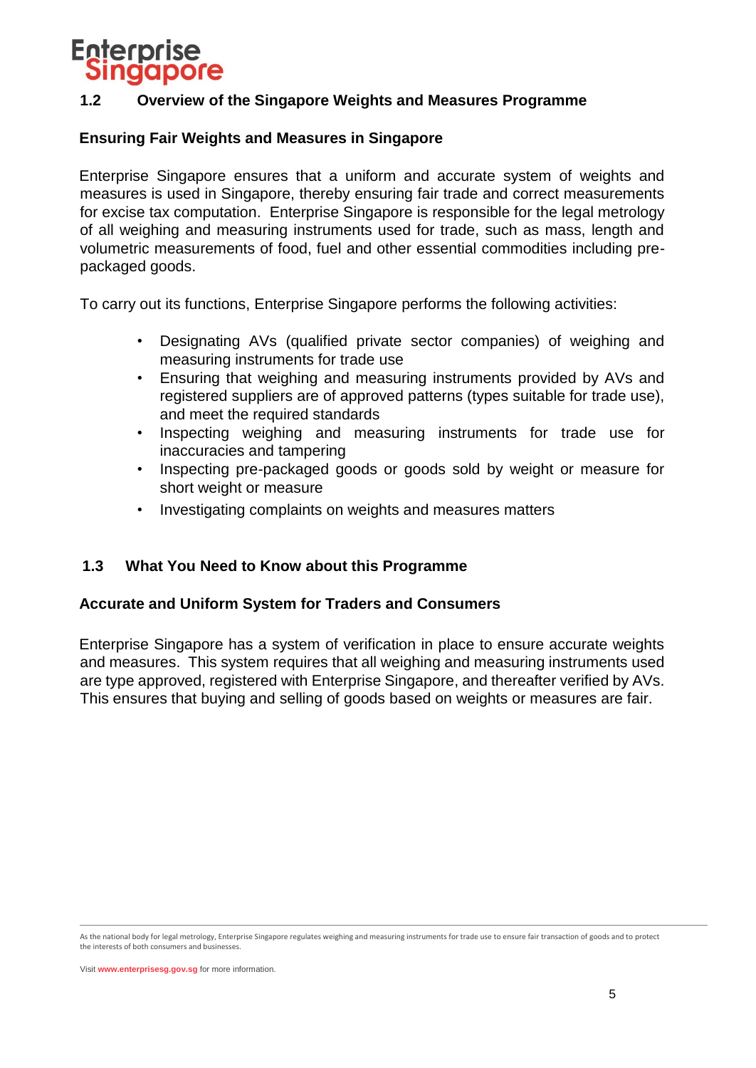## 1.2 Overview of the Singapore Weights and Measures Programme

### Ensuring Fair Weights and Measures in Singapore

Enterprise Singapore ensures that a uniform and accurate system of weights and measures is used in Singapore, thereby ensuring fair trade and correct measurements for excise tax computation. Enterprise Singapore is responsible for the legal metrology of all weighing and measuring instruments used for trade, such as mass, length and volumetric measurements of food, fuel and other essential commodities including pre-packaged goods.

To carry out its functions, Enterprise Singapore performs the following activities:

- Designating AVs (qualified private sector companies) of weighing and measuring instruments for trade use
- Ensuring that weighing and measuring instruments provided by AVs and registered suppliers are of approved patterns (types suitable for trade use), and meet the required standards
- Inspecting weighing and measuring instruments for trade use for inaccuracies and tampering
- Inspecting pre-packaged goods or goods sold by weight or measure for short weight or measure
- Investigating complaints on weights and measures matters

## 1.3 What You Need to Know about this Programme

### Accurate and Uniform System for Traders and Consumers

Enterprise Singapore has a system of verification in place to ensure accurate weights and measures. This system requires that all weighing and measuring instruments used are type approved, registered with Enterprise Singapore, and thereafter verified by AVs. This ensures that buying and selling of goods based on weights or measures are fair.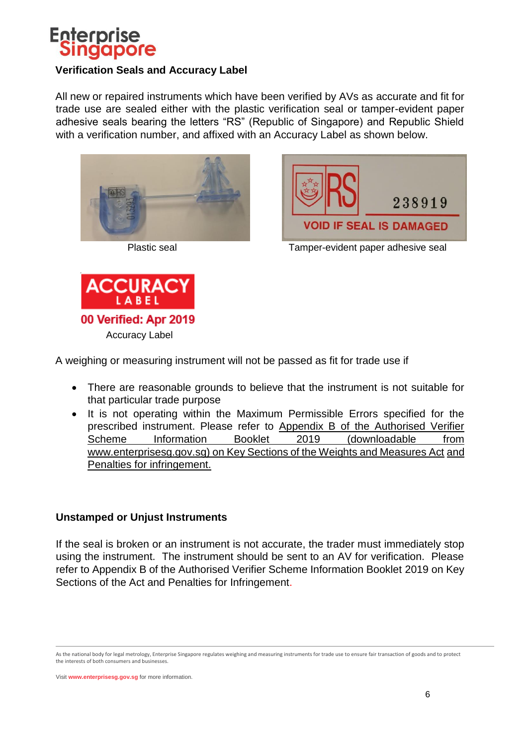## Verification Seals and Accuracy Label

All new or repaired instruments which have been verified by AVs as accurate and fit for trade use are sealed either with the plastic verification seal or tamper-evident paper adhesive seals bearing the letters "RS" (Republic of Singapore) and Republic Shield with a verification number, and affixed with an Accuracy Label as shown below.

Plastic seal

Tamper-evident paper adhesive seal

Accuracy Label

A weighing or measuring instrument will not be passed as fit for trade use if

- There are reasonable grounds to believe that the instrument is not suitable for that particular trade purpose
- It is not operating within the Maximum Permissible Errors specified for the prescribed instrument. Please refer to Appendix B of the Authorised Verifier Scheme Information Booklet 2019 (downloadable from www.enterprisesg.gov.sg) on Key Sections of the Weights and Measures Act and Penalties for infringement.

## Unstamped or Unjust Instruments

If the seal is broken or an instrument is not accurate, the trader must immediately stop using the instrument. The instrument should be sent to an AV for verification. Please refer to Appendix B of the Authorised Verifier Scheme Information Booklet 2019 on Key Sections of the Act and Penalties for Infringement.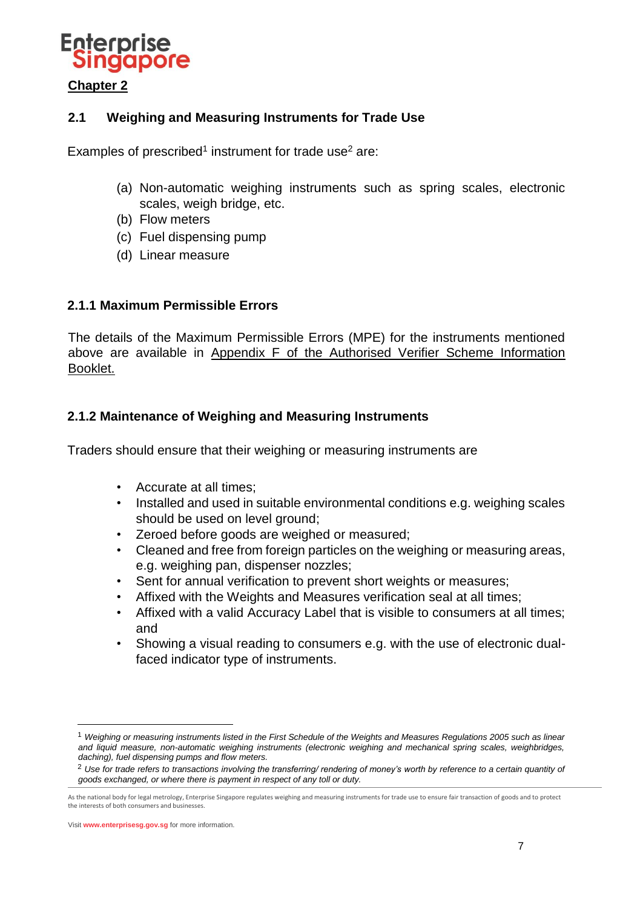## Chapter 2

### 2.1 Weighing and Measuring Instruments for Trade Use

Examples of prescribed[1] instrument for trade use[2] are:

(a) Non-automatic weighing instruments such as spring scales, electronic scales, weigh bridge, etc.
(b) Flow meters
(c) Fuel dispensing pump
(d) Linear measure

#### 2.1.1 Maximum Permissible Errors

The details of the Maximum Permissible Errors (MPE) for the instruments mentioned above are available in Appendix F of the Authorised Verifier Scheme Information Booklet.

#### 2.1.2 Maintenance of Weighing and Measuring Instruments

Traders should ensure that their weighing or measuring instruments are

- Accurate at all times;
- Installed and used in suitable environmental conditions e.g. weighing scales should be used on level ground;
- Zeroed before goods are weighed or measured;
- Cleaned and free from foreign particles on the weighing or measuring areas, e.g. weighing pan, dispenser nozzles;
- Sent for annual verification to prevent short weights or measures;
- Affixed with the Weights and Measures verification seal at all times;
- Affixed with a valid Accuracy Label that is visible to consumers at all times; and
- Showing a visual reading to consumers e.g. with the use of electronic dual-faced indicator type of instruments.

---

[1] *Weighing or measuring instruments listed in the First Schedule of the Weights and Measures Regulations 2005 such as linear and liquid measure, non-automatic weighing instruments (electronic weighing and mechanical spring scales, weighbridges, daching), fuel dispensing pumps and flow meters.*

[2] *Use for trade refers to transactions involving the transferring/ rendering of money's worth by reference to a certain quantity of goods exchanged, or where there is payment in respect of any toll or duty.*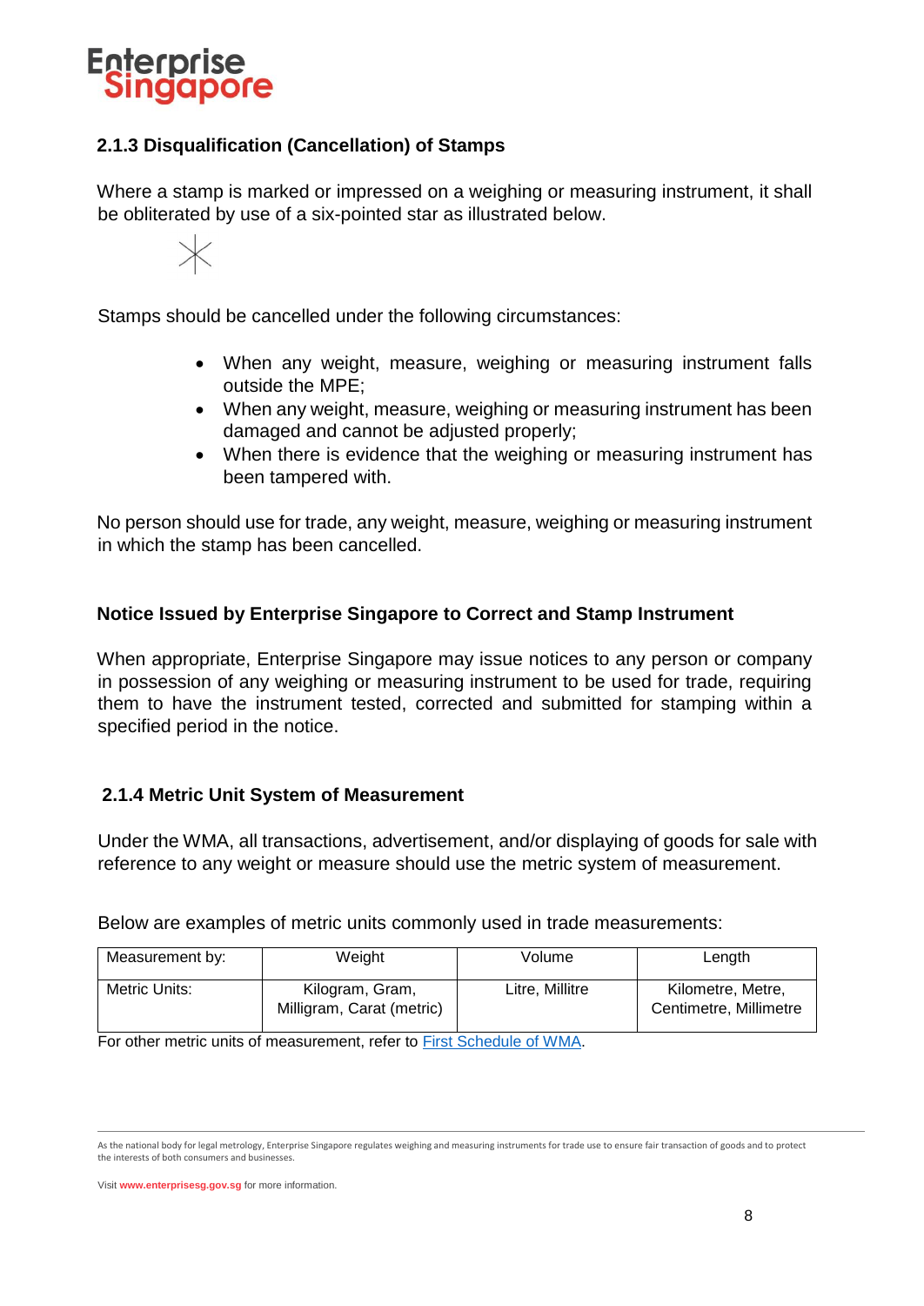### 2.1.3 Disqualification (Cancellation) of Stamps

Where a stamp is marked or impressed on a weighing or measuring instrument, it shall be obliterated by use of a six-pointed star as illustrated below.

Stamps should be cancelled under the following circumstances:

- When any weight, measure, weighing or measuring instrument falls outside the MPE;
- When any weight, measure, weighing or measuring instrument has been damaged and cannot be adjusted properly;
- When there is evidence that the weighing or measuring instrument has been tampered with.

No person should use for trade, any weight, measure, weighing or measuring instrument in which the stamp has been cancelled.

#### Notice Issued by Enterprise Singapore to Correct and Stamp Instrument

When appropriate, Enterprise Singapore may issue notices to any person or company in possession of any weighing or measuring instrument to be used for trade, requiring them to have the instrument tested, corrected and submitted for stamping within a specified period in the notice.

### 2.1.4 Metric Unit System of Measurement

Under the WMA, all transactions, advertisement, and/or displaying of goods for sale with reference to any weight or measure should use the metric system of measurement.

Below are examples of metric units commonly used in trade measurements:

| Measurement by: | Weight | Volume | Length |
|---|---|---|---|
| Metric Units: | Kilogram, Gram, Milligram, Carat (metric) | Litre, Millitre | Kilometre, Metre, Centimetre, Millimetre |

For other metric units of measurement, refer to First Schedule of WMA.

As the national body for legal metrology, Enterprise Singapore regulates weighing and measuring instruments for trade use to ensure fair transaction of goods and to protect the interests of both consumers and businesses.

Visit www.enterprisesg.gov.sg for more information.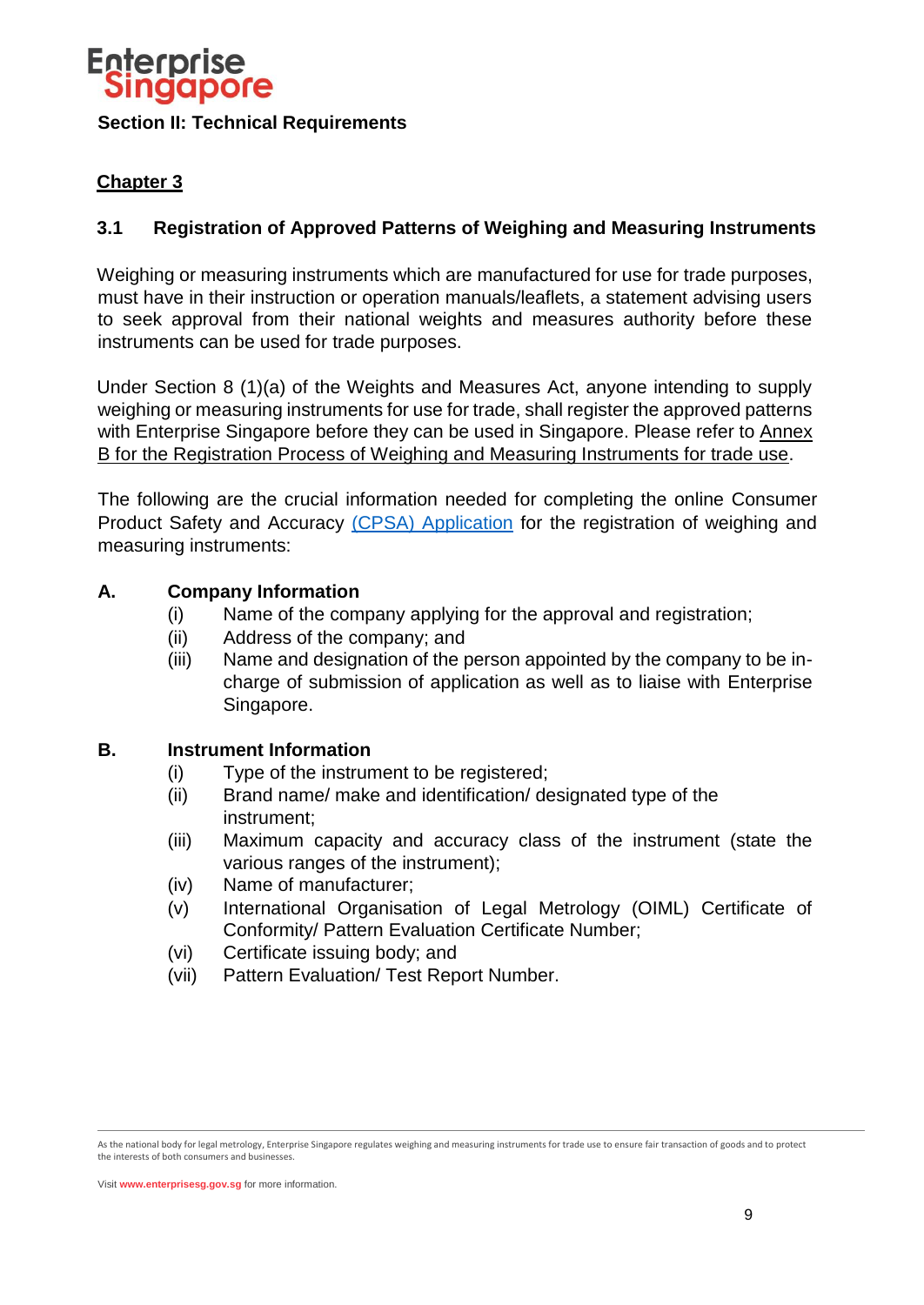## Section II: Technical Requirements

### Chapter 3

### 3.1 Registration of Approved Patterns of Weighing and Measuring Instruments

Weighing or measuring instruments which are manufactured for use for trade purposes, must have in their instruction or operation manuals/leaflets, a statement advising users to seek approval from their national weights and measures authority before these instruments can be used for trade purposes.

Under Section 8 (1)(a) of the Weights and Measures Act, anyone intending to supply weighing or measuring instruments for use for trade, shall register the approved patterns with Enterprise Singapore before they can be used in Singapore. Please refer to Annex B for the Registration Process of Weighing and Measuring Instruments for trade use.

The following are the crucial information needed for completing the online Consumer Product Safety and Accuracy (CPSA) Application for the registration of weighing and measuring instruments:

**A. Company Information**

(i) Name of the company applying for the approval and registration;
(ii) Address of the company; and
(iii) Name and designation of the person appointed by the company to be in-charge of submission of application as well as to liaise with Enterprise Singapore.

**B. Instrument Information**

(i) Type of the instrument to be registered;
(ii) Brand name/ make and identification/ designated type of the instrument;
(iii) Maximum capacity and accuracy class of the instrument (state the various ranges of the instrument);
(iv) Name of manufacturer;
(v) International Organisation of Legal Metrology (OIML) Certificate of Conformity/ Pattern Evaluation Certificate Number;
(vi) Certificate issuing body; and
(vii) Pattern Evaluation/ Test Report Number.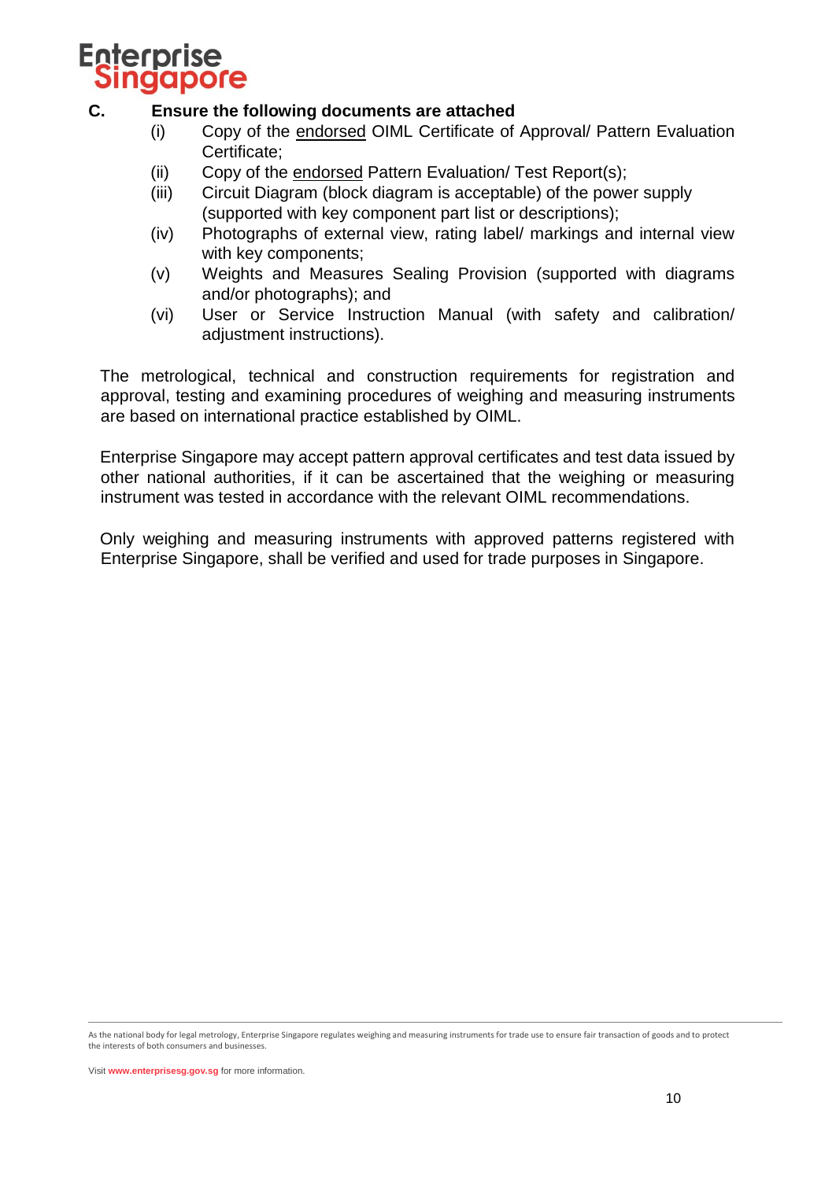**C. Ensure the following documents are attached**

(i) Copy of the endorsed OIML Certificate of Approval/ Pattern Evaluation Certificate;

(ii) Copy of the endorsed Pattern Evaluation/ Test Report(s);

(iii) Circuit Diagram (block diagram is acceptable) of the power supply (supported with key component part list or descriptions);

(iv) Photographs of external view, rating label/ markings and internal view with key components;

(v) Weights and Measures Sealing Provision (supported with diagrams and/or photographs); and

(vi) User or Service Instruction Manual (with safety and calibration/ adjustment instructions).

The metrological, technical and construction requirements for registration and approval, testing and examining procedures of weighing and measuring instruments are based on international practice established by OIML.

Enterprise Singapore may accept pattern approval certificates and test data issued by other national authorities, if it can be ascertained that the weighing or measuring instrument was tested in accordance with the relevant OIML recommendations.

Only weighing and measuring instruments with approved patterns registered with Enterprise Singapore, shall be verified and used for trade purposes in Singapore.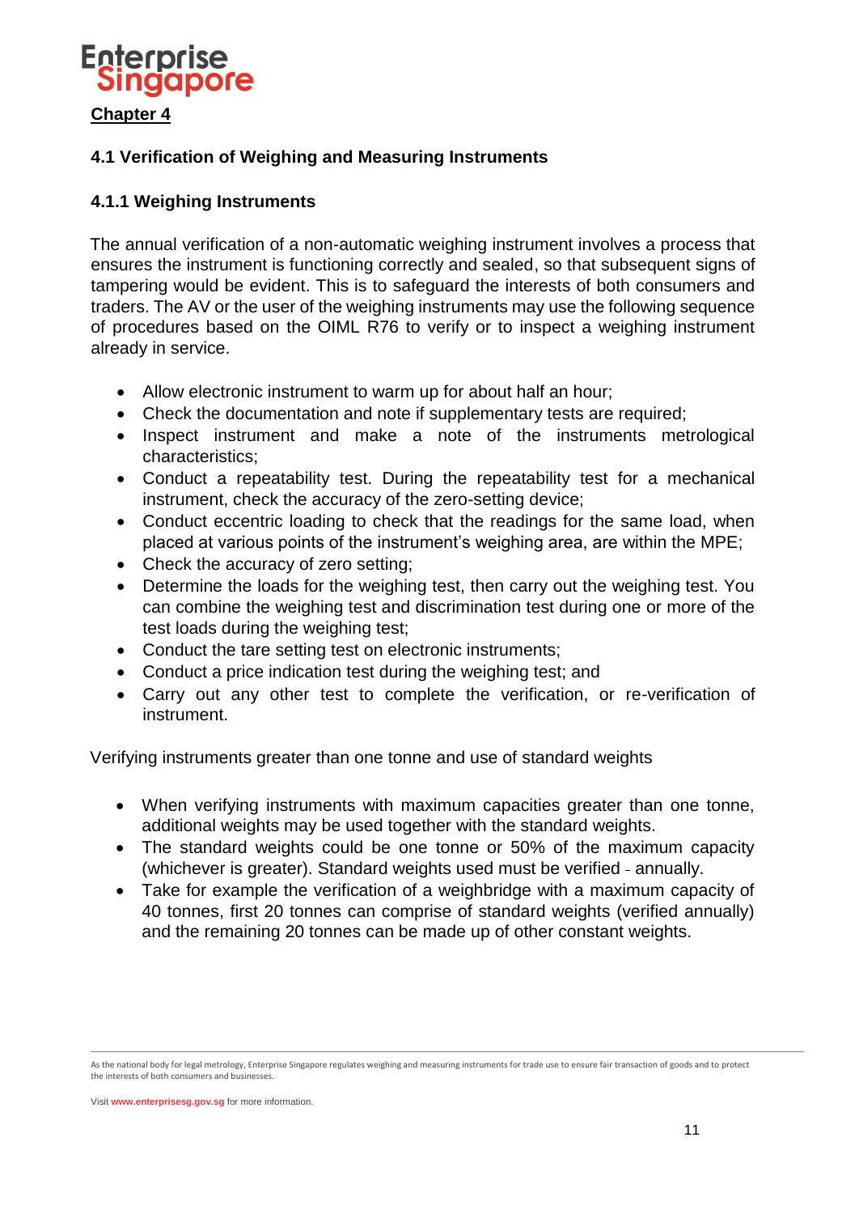## Chapter 4

### 4.1 Verification of Weighing and Measuring Instruments

### 4.1.1 Weighing Instruments

The annual verification of a non-automatic weighing instrument involves a process that ensures the instrument is functioning correctly and sealed, so that subsequent signs of tampering would be evident. This is to safeguard the interests of both consumers and traders. The AV or the user of the weighing instruments may use the following sequence of procedures based on the OIML R76 to verify or to inspect a weighing instrument already in service.

- Allow electronic instrument to warm up for about half an hour;
- Check the documentation and note if supplementary tests are required;
- Inspect instrument and make a note of the instruments metrological characteristics;
- Conduct a repeatability test. During the repeatability test for a mechanical instrument, check the accuracy of the zero-setting device;
- Conduct eccentric loading to check that the readings for the same load, when placed at various points of the instrument's weighing area, are within the MPE;
- Check the accuracy of zero setting;
- Determine the loads for the weighing test, then carry out the weighing test. You can combine the weighing test and discrimination test during one or more of the test loads during the weighing test;
- Conduct the tare setting test on electronic instruments;
- Conduct a price indication test during the weighing test; and
- Carry out any other test to complete the verification, or re-verification of instrument.

Verifying instruments greater than one tonne and use of standard weights

- When verifying instruments with maximum capacities greater than one tonne, additional weights may be used together with the standard weights.
- The standard weights could be one tonne or 50% of the maximum capacity (whichever is greater). Standard weights used must be verified - annually.
- Take for example the verification of a weighbridge with a maximum capacity of 40 tonnes, first 20 tonnes can comprise of standard weights (verified annually) and the remaining 20 tonnes can be made up of other constant weights.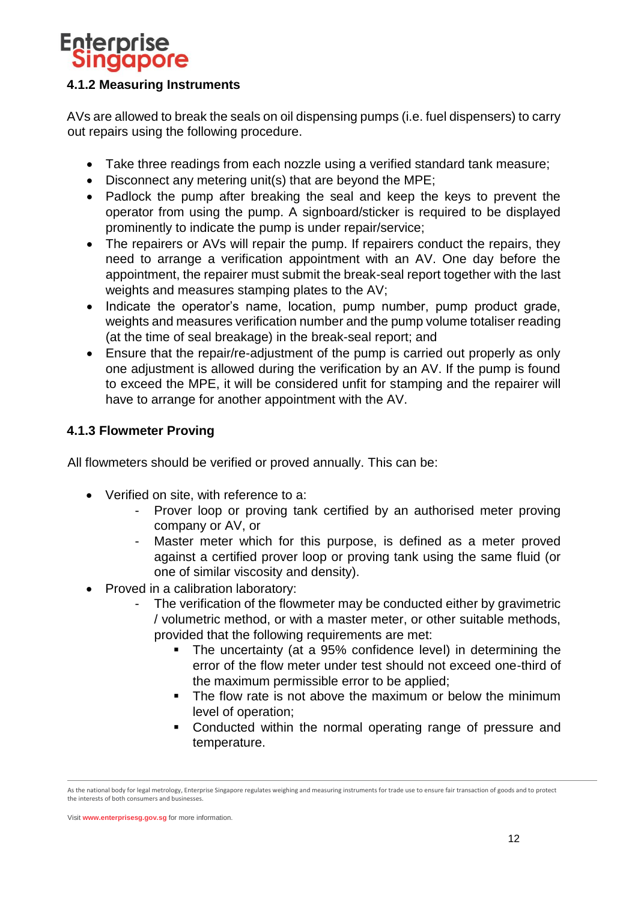### 4.1.2 Measuring Instruments

AVs are allowed to break the seals on oil dispensing pumps (i.e. fuel dispensers) to carry out repairs using the following procedure.

- Take three readings from each nozzle using a verified standard tank measure;
- Disconnect any metering unit(s) that are beyond the MPE;
- Padlock the pump after breaking the seal and keep the keys to prevent the operator from using the pump. A signboard/sticker is required to be displayed prominently to indicate the pump is under repair/service;
- The repairers or AVs will repair the pump. If repairers conduct the repairs, they need to arrange a verification appointment with an AV. One day before the appointment, the repairer must submit the break-seal report together with the last weights and measures stamping plates to the AV;
- Indicate the operator's name, location, pump number, pump product grade, weights and measures verification number and the pump volume totaliser reading (at the time of seal breakage) in the break-seal report; and
- Ensure that the repair/re-adjustment of the pump is carried out properly as only one adjustment is allowed during the verification by an AV. If the pump is found to exceed the MPE, it will be considered unfit for stamping and the repairer will have to arrange for another appointment with the AV.

### 4.1.3 Flowmeter Proving

All flowmeters should be verified or proved annually. This can be:

- Verified on site, with reference to a:
  - Prover loop or proving tank certified by an authorised meter proving company or AV, or
  - Master meter which for this purpose, is defined as a meter proved against a certified prover loop or proving tank using the same fluid (or one of similar viscosity and density).
- Proved in a calibration laboratory:
  - The verification of the flowmeter may be conducted either by gravimetric / volumetric method, or with a master meter, or other suitable methods, provided that the following requirements are met:
    - The uncertainty (at a 95% confidence level) in determining the error of the flow meter under test should not exceed one-third of the maximum permissible error to be applied;
    - The flow rate is not above the maximum or below the minimum level of operation;
    - Conducted within the normal operating range of pressure and temperature.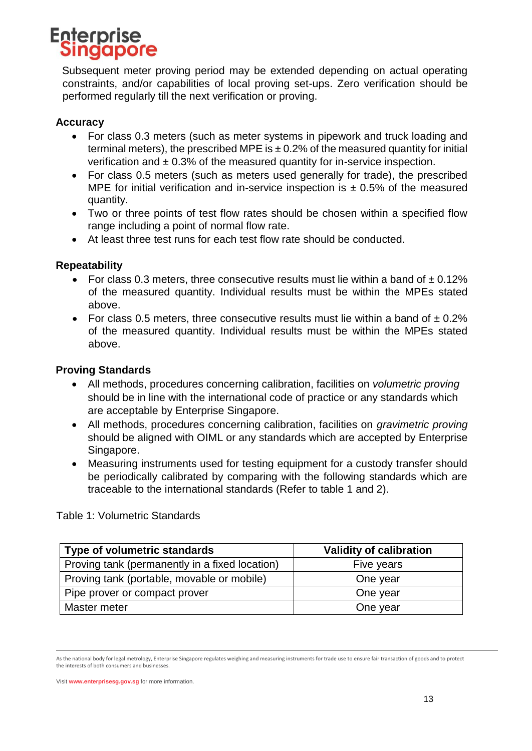Subsequent meter proving period may be extended depending on actual operating constraints, and/or capabilities of local proving set-ups. Zero verification should be performed regularly till the next verification or proving.

### Accuracy

- For class 0.3 meters (such as meter systems in pipework and truck loading and terminal meters), the prescribed MPE is ± 0.2% of the measured quantity for initial verification and ± 0.3% of the measured quantity for in-service inspection.
- For class 0.5 meters (such as meters used generally for trade), the prescribed MPE for initial verification and in-service inspection is ± 0.5% of the measured quantity.
- Two or three points of test flow rates should be chosen within a specified flow range including a point of normal flow rate.
- At least three test runs for each test flow rate should be conducted.

### Repeatability

- For class 0.3 meters, three consecutive results must lie within a band of ± 0.12% of the measured quantity. Individual results must be within the MPEs stated above.
- For class 0.5 meters, three consecutive results must lie within a band of ± 0.2% of the measured quantity. Individual results must be within the MPEs stated above.

### Proving Standards

- All methods, procedures concerning calibration, facilities on *volumetric proving* should be in line with the international code of practice or any standards which are acceptable by Enterprise Singapore.
- All methods, procedures concerning calibration, facilities on *gravimetric proving* should be aligned with OIML or any standards which are accepted by Enterprise Singapore.
- Measuring instruments used for testing equipment for a custody transfer should be periodically calibrated by comparing with the following standards which are traceable to the international standards (Refer to table 1 and 2).

Table 1: Volumetric Standards

| Type of volumetric standards | Validity of calibration |
|---|---|
| Proving tank (permanently in a fixed location) | Five years |
| Proving tank (portable, movable or mobile) | One year |
| Pipe prover or compact prover | One year |
| Master meter | One year |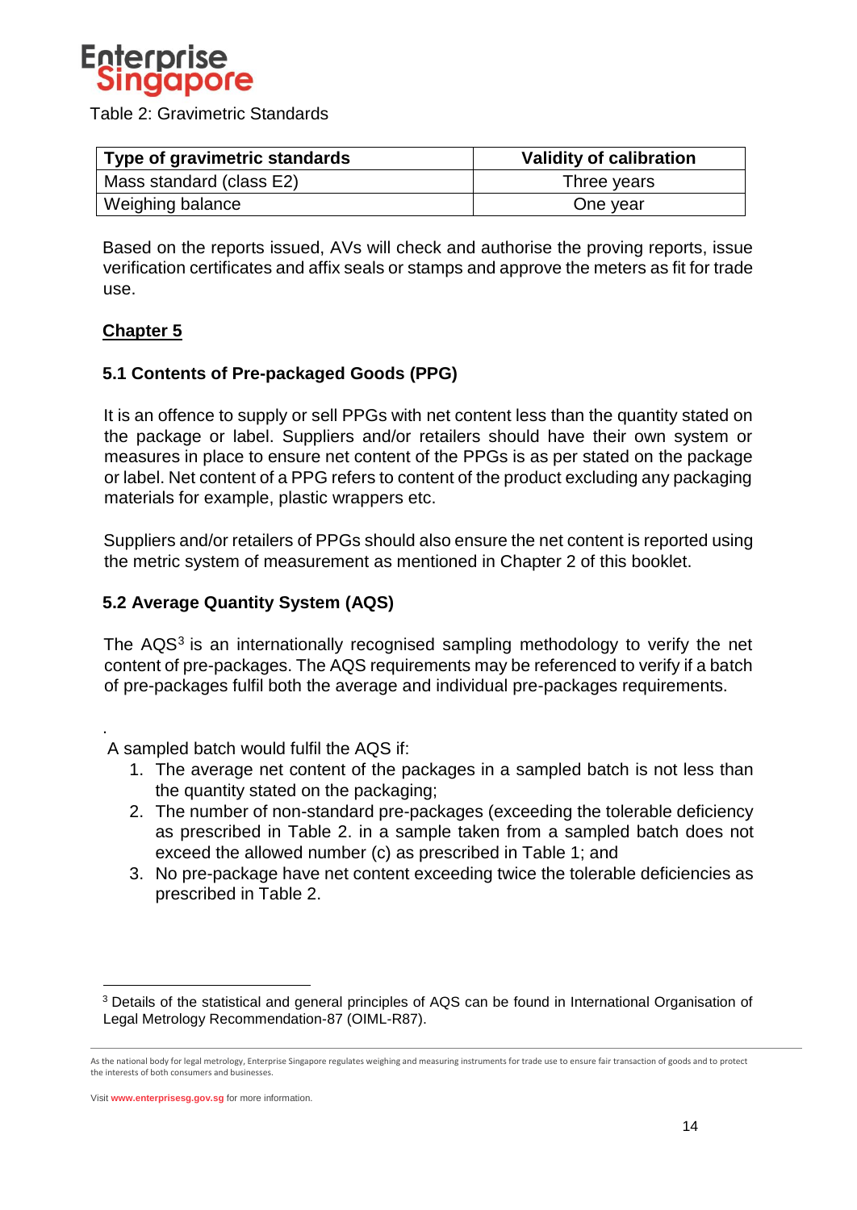Table 2: Gravimetric Standards

| Type of gravimetric standards | Validity of calibration |
|---|---|
| Mass standard (class E2) | Three years |
| Weighing balance | One year |

Based on the reports issued, AVs will check and authorise the proving reports, issue verification certificates and affix seals or stamps and approve the meters as fit for trade use.

## Chapter 5

### 5.1 Contents of Pre-packaged Goods (PPG)

It is an offence to supply or sell PPGs with net content less than the quantity stated on the package or label. Suppliers and/or retailers should have their own system or measures in place to ensure net content of the PPGs is as per stated on the package or label. Net content of a PPG refers to content of the product excluding any packaging materials for example, plastic wrappers etc.

Suppliers and/or retailers of PPGs should also ensure the net content is reported using the metric system of measurement as mentioned in Chapter 2 of this booklet.

### 5.2 Average Quantity System (AQS)

The AQS[3] is an internationally recognised sampling methodology to verify the net content of pre-packages. The AQS requirements may be referenced to verify if a batch of pre-packages fulfil both the average and individual pre-packages requirements.

.

A sampled batch would fulfil the AQS if:

1. The average net content of the packages in a sampled batch is not less than the quantity stated on the packaging;
2. The number of non-standard pre-packages (exceeding the tolerable deficiency as prescribed in Table 2. in a sample taken from a sampled batch does not exceed the allowed number (c) as prescribed in Table 1; and
3. No pre-package have net content exceeding twice the tolerable deficiencies as prescribed in Table 2.

[3] Details of the statistical and general principles of AQS can be found in International Organisation of Legal Metrology Recommendation-87 (OIML-R87).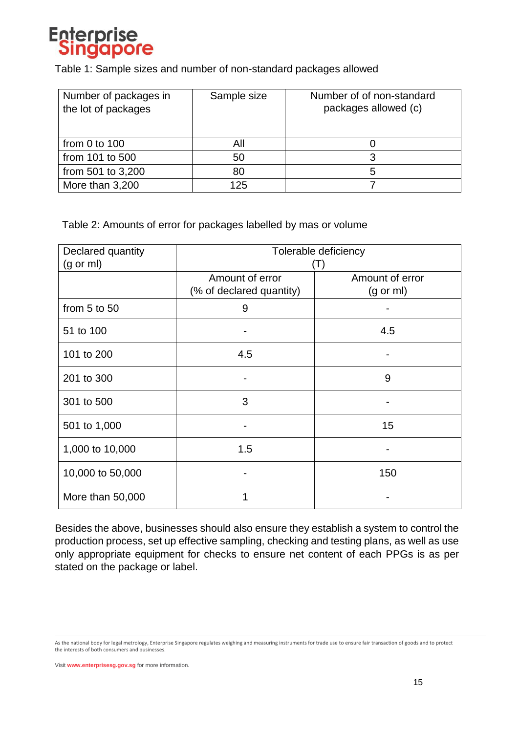Table 1: Sample sizes and number of non-standard packages allowed

| Number of packages in the lot of packages | Sample size | Number of non-standard packages allowed (c) |
|---|---|---|
| from 0 to 100 | All | 0 |
| from 101 to 500 | 50 | 3 |
| from 501 to 3,200 | 80 | 5 |
| More than 3,200 | 125 | 7 |

Table 2: Amounts of error for packages labelled by mas or volume

| Declared quantity (g or ml) | Tolerable deficiency (T) | |
|---|---|---|
| | Amount of error (% of declared quantity) | Amount of error (g or ml) |
| from 5 to 50 | 9 | - |
| 51 to 100 | - | 4.5 |
| 101 to 200 | 4.5 | - |
| 201 to 300 | - | 9 |
| 301 to 500 | 3 | - |
| 501 to 1,000 | - | 15 |
| 1,000 to 10,000 | 1.5 | - |
| 10,000 to 50,000 | - | 150 |
| More than 50,000 | 1 | - |

Besides the above, businesses should also ensure they establish a system to control the production process, set up effective sampling, checking and testing plans, as well as use only appropriate equipment for checks to ensure net content of each PPGs is as per stated on the package or label.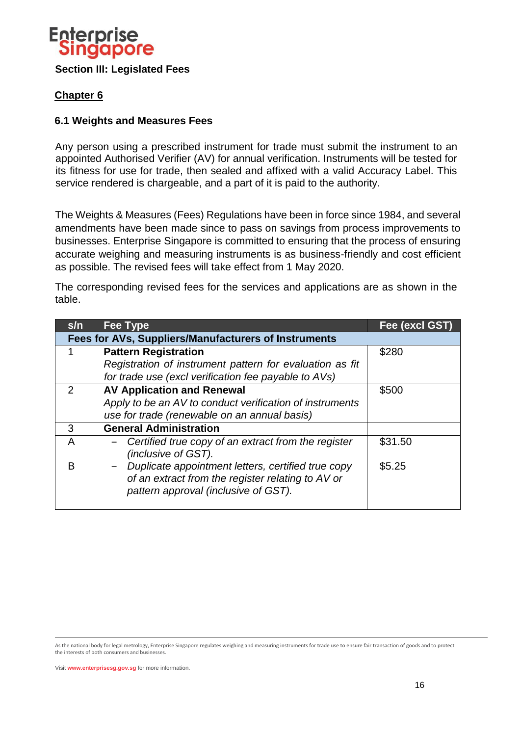### Section III: Legislated Fees

## Chapter 6

### 6.1 Weights and Measures Fees

Any person using a prescribed instrument for trade must submit the instrument to an appointed Authorised Verifier (AV) for annual verification. Instruments will be tested for its fitness for use for trade, then sealed and affixed with a valid Accuracy Label. This service rendered is chargeable, and a part of it is paid to the authority.

The Weights & Measures (Fees) Regulations have been in force since 1984, and several amendments have been made since to pass on savings from process improvements to businesses. Enterprise Singapore is committed to ensuring that the process of ensuring accurate weighing and measuring instruments is as business-friendly and cost efficient as possible. The revised fees will take effect from 1 May 2020.

The corresponding revised fees for the services and applications are as shown in the table.

| s/n | Fee Type | Fee (excl GST) |
|---|---|---|
| **Fees for AVs, Suppliers/Manufacturers of Instruments** | | |
| 1 | **Pattern Registration**<br>*Registration of instrument pattern for evaluation as fit for trade use (excl verification fee payable to AVs)* | $280 |
| 2 | **AV Application and Renewal**<br>*Apply to be an AV to conduct verification of instruments use for trade (renewable on an annual basis)* | $500 |
| 3 | **General Administration** | |
| A | – *Certified true copy of an extract from the register (inclusive of GST).* | $31.50 |
| B | – *Duplicate appointment letters, certified true copy of an extract from the register relating to AV or pattern approval (inclusive of GST).* | $5.25 |

As the national body for legal metrology, Enterprise Singapore regulates weighing and measuring instruments for trade use to ensure fair transaction of goods and to protect the interests of both consumers and businesses.

Visit www.enterprisesg.gov.sg for more information.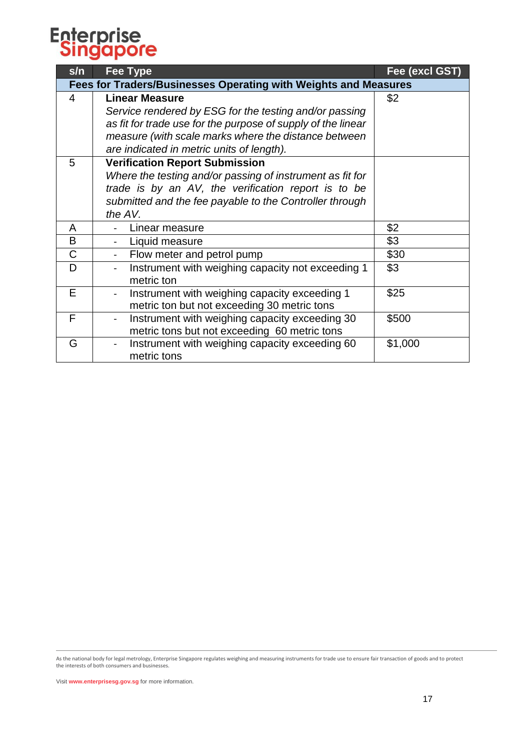Enterprise Singapore

| s/n | Fee Type | Fee (excl GST) |
|---|---|---|
| **Fees for Traders/Businesses Operating with Weights and Measures** | | |
| 4 | **Linear Measure** *Service rendered by ESG for the testing and/or passing as fit for trade use for the purpose of supply of the linear measure (with scale marks where the distance between are indicated in metric units of length).* | $2 |
| 5 | **Verification Report Submission** *Where the testing and/or passing of instrument as fit for trade is by an AV, the verification report is to be submitted and the fee payable to the Controller through the AV.* | |
| A | - Linear measure | $2 |
| B | - Liquid measure | $3 |
| C | - Flow meter and petrol pump | $30 |
| D | - Instrument with weighing capacity not exceeding 1 metric ton | $3 |
| E | - Instrument with weighing capacity exceeding 1 metric ton but not exceeding 30 metric tons | $25 |
| F | - Instrument with weighing capacity exceeding 30 metric tons but not exceeding 60 metric tons | $500 |
| G | - Instrument with weighing capacity exceeding 60 metric tons | $1,000 |

As the national body for legal metrology, Enterprise Singapore regulates weighing and measuring instruments for trade use to ensure fair transaction of goods and to protect the interests of both consumers and businesses.

Visit **www.enterprisesg.gov.sg** for more information.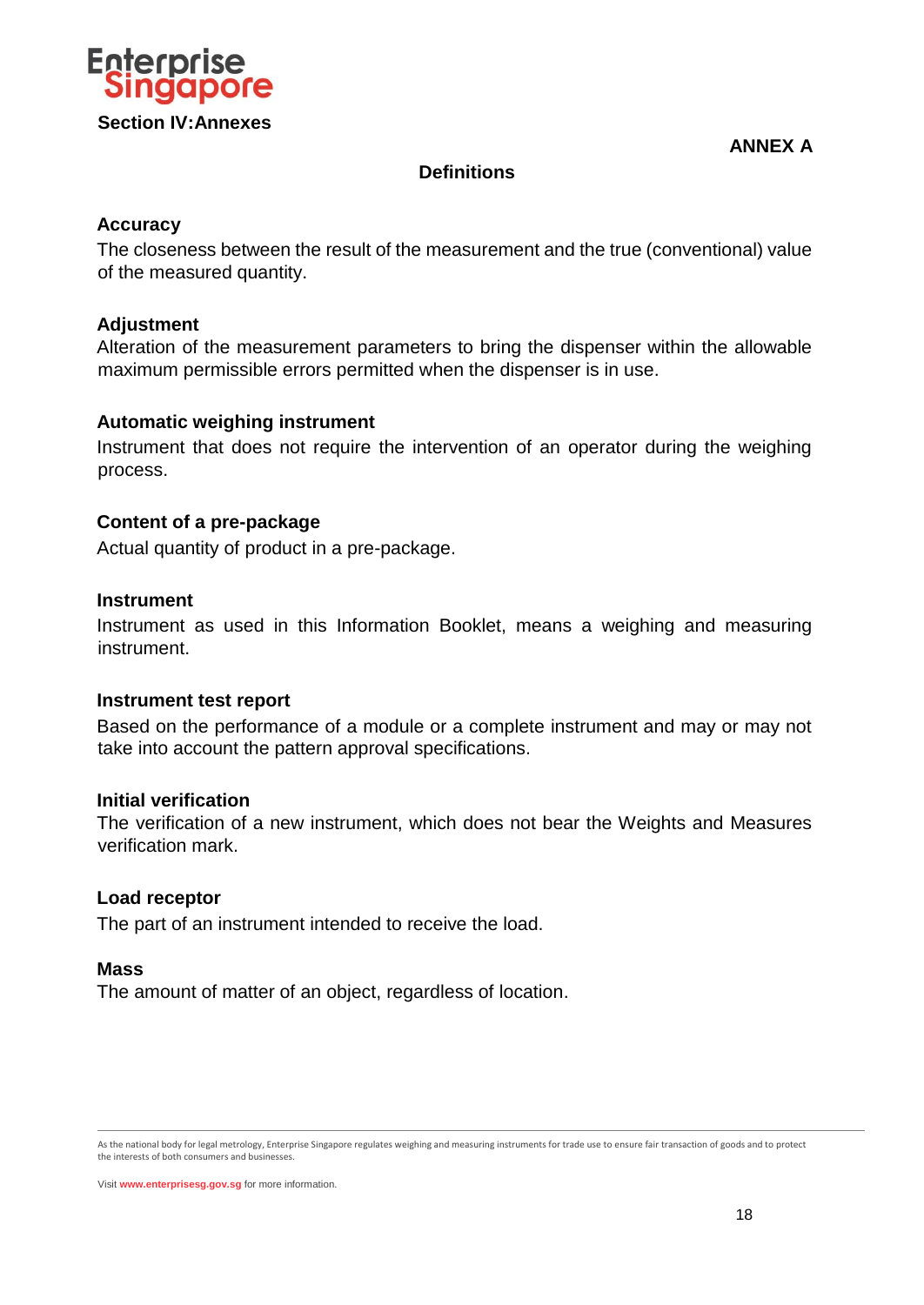## Section IV: Annexes

**ANNEX A**

### Definitions

**Accuracy**

The closeness between the result of the measurement and the true (conventional) value of the measured quantity.

**Adjustment**

Alteration of the measurement parameters to bring the dispenser within the allowable maximum permissible errors permitted when the dispenser is in use.

**Automatic weighing instrument**

Instrument that does not require the intervention of an operator during the weighing process.

**Content of a pre-package**

Actual quantity of product in a pre-package.

**Instrument**

Instrument as used in this Information Booklet, means a weighing and measuring instrument.

**Instrument test report**

Based on the performance of a module or a complete instrument and may or may not take into account the pattern approval specifications.

**Initial verification**

The verification of a new instrument, which does not bear the Weights and Measures verification mark.

**Load receptor**

The part of an instrument intended to receive the load.

**Mass**

The amount of matter of an object, regardless of location.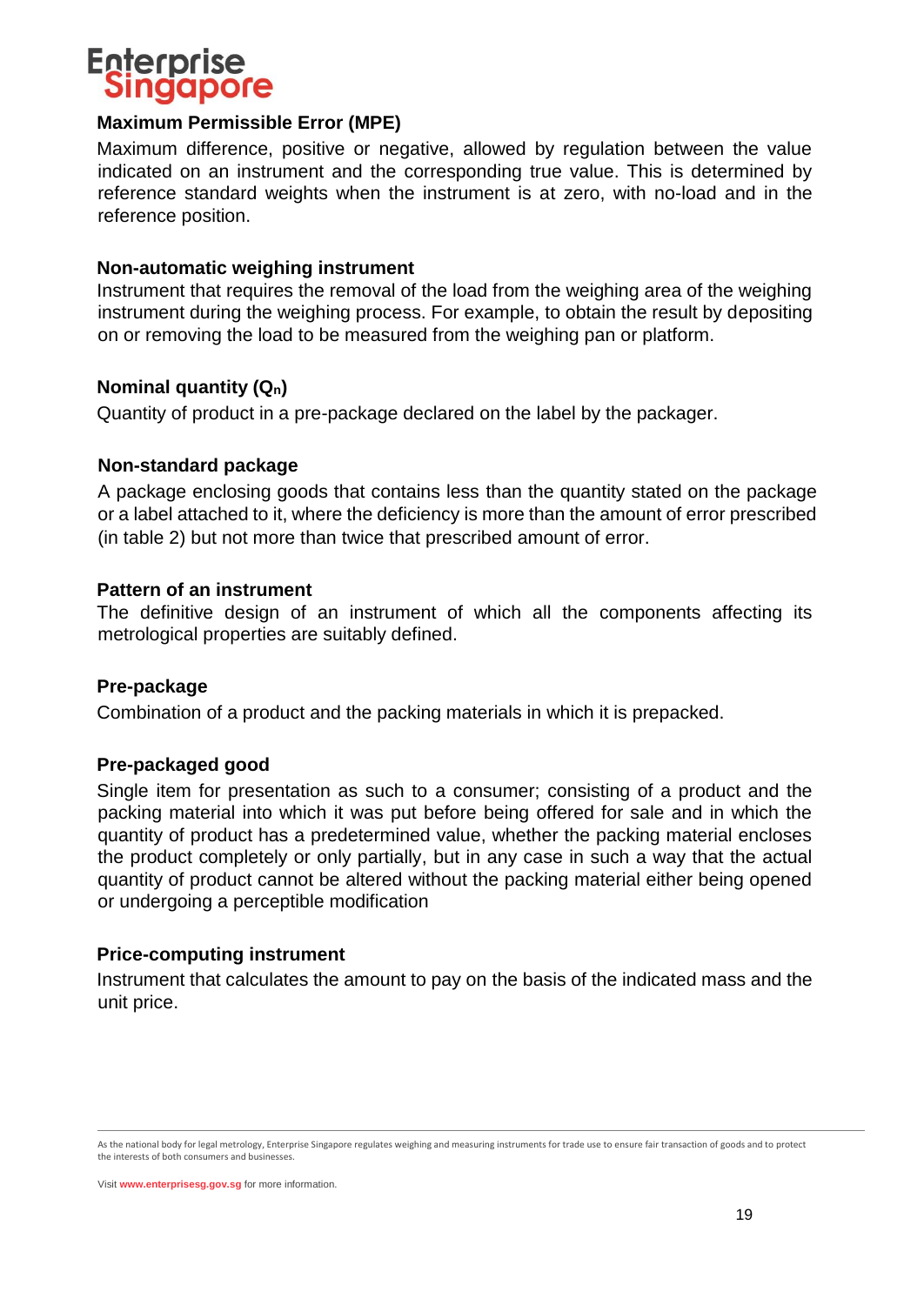**Maximum Permissible Error (MPE)**

Maximum difference, positive or negative, allowed by regulation between the value indicated on an instrument and the corresponding true value. This is determined by reference standard weights when the instrument is at zero, with no-load and in the reference position.

**Non-automatic weighing instrument**

Instrument that requires the removal of the load from the weighing area of the weighing instrument during the weighing process. For example, to obtain the result by depositing on or removing the load to be measured from the weighing pan or platform.

**Nominal quantity ($Q_n$)**

Quantity of product in a pre-package declared on the label by the packager.

**Non-standard package**

A package enclosing goods that contains less than the quantity stated on the package or a label attached to it, where the deficiency is more than the amount of error prescribed (in table 2) but not more than twice that prescribed amount of error.

**Pattern of an instrument**

The definitive design of an instrument of which all the components affecting its metrological properties are suitably defined.

**Pre-package**

Combination of a product and the packing materials in which it is prepacked.

**Pre-packaged good**

Single item for presentation as such to a consumer; consisting of a product and the packing material into which it was put before being offered for sale and in which the quantity of product has a predetermined value, whether the packing material encloses the product completely or only partially, but in any case in such a way that the actual quantity of product cannot be altered without the packing material either being opened or undergoing a perceptible modification

**Price-computing instrument**

Instrument that calculates the amount to pay on the basis of the indicated mass and the unit price.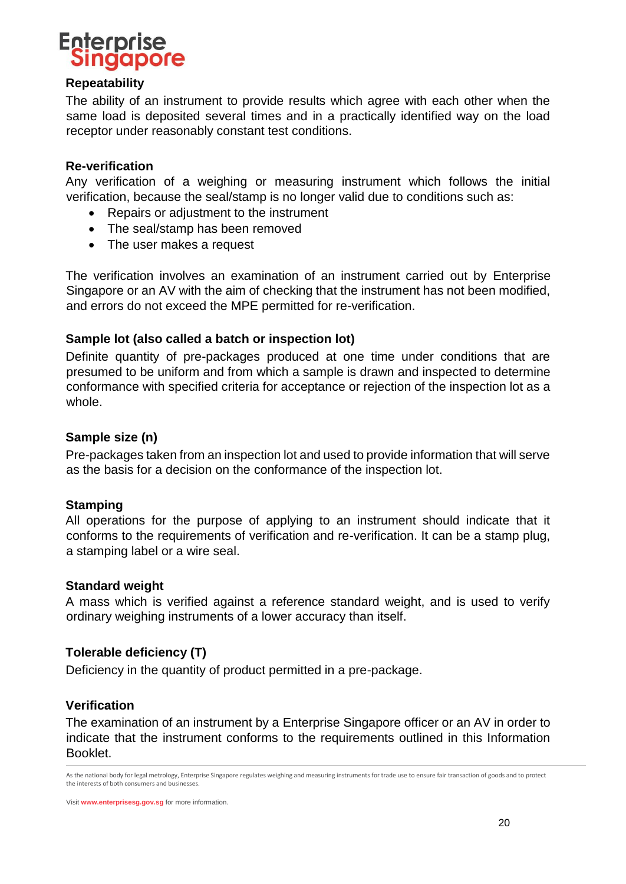### Repeatability

The ability of an instrument to provide results which agree with each other when the same load is deposited several times and in a practically identified way on the load receptor under reasonably constant test conditions.

### Re-verification

Any verification of a weighing or measuring instrument which follows the initial verification, because the seal/stamp is no longer valid due to conditions such as:

- Repairs or adjustment to the instrument
- The seal/stamp has been removed
- The user makes a request

The verification involves an examination of an instrument carried out by Enterprise Singapore or an AV with the aim of checking that the instrument has not been modified, and errors do not exceed the MPE permitted for re-verification.

### Sample lot (also called a batch or inspection lot)

Definite quantity of pre-packages produced at one time under conditions that are presumed to be uniform and from which a sample is drawn and inspected to determine conformance with specified criteria for acceptance or rejection of the inspection lot as a whole.

### Sample size (n)

Pre-packages taken from an inspection lot and used to provide information that will serve as the basis for a decision on the conformance of the inspection lot.

### Stamping

All operations for the purpose of applying to an instrument should indicate that it conforms to the requirements of verification and re-verification. It can be a stamp plug, a stamping label or a wire seal.

### Standard weight

A mass which is verified against a reference standard weight, and is used to verify ordinary weighing instruments of a lower accuracy than itself.

### Tolerable deficiency (T)

Deficiency in the quantity of product permitted in a pre-package.

### Verification

The examination of an instrument by a Enterprise Singapore officer or an AV in order to indicate that the instrument conforms to the requirements outlined in this Information Booklet.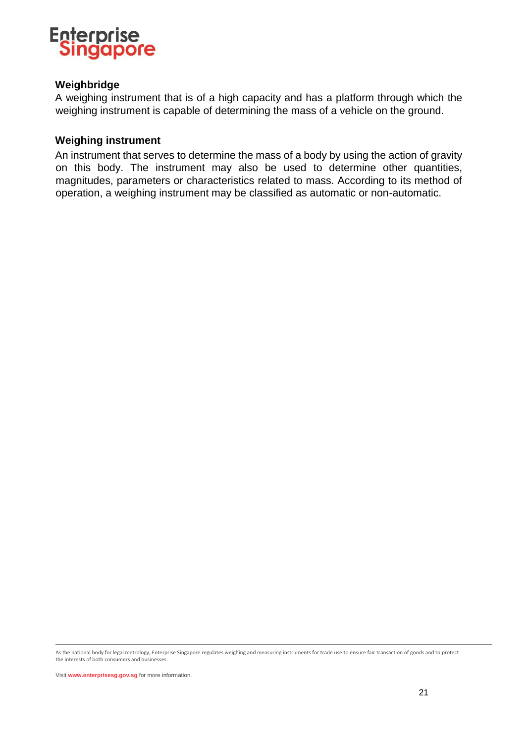### Weighbridge

A weighing instrument that is of a high capacity and has a platform through which the weighing instrument is capable of determining the mass of a vehicle on the ground.

### Weighing instrument

An instrument that serves to determine the mass of a body by using the action of gravity on this body. The instrument may also be used to determine other quantities, magnitudes, parameters or characteristics related to mass. According to its method of operation, a weighing instrument may be classified as automatic or non-automatic.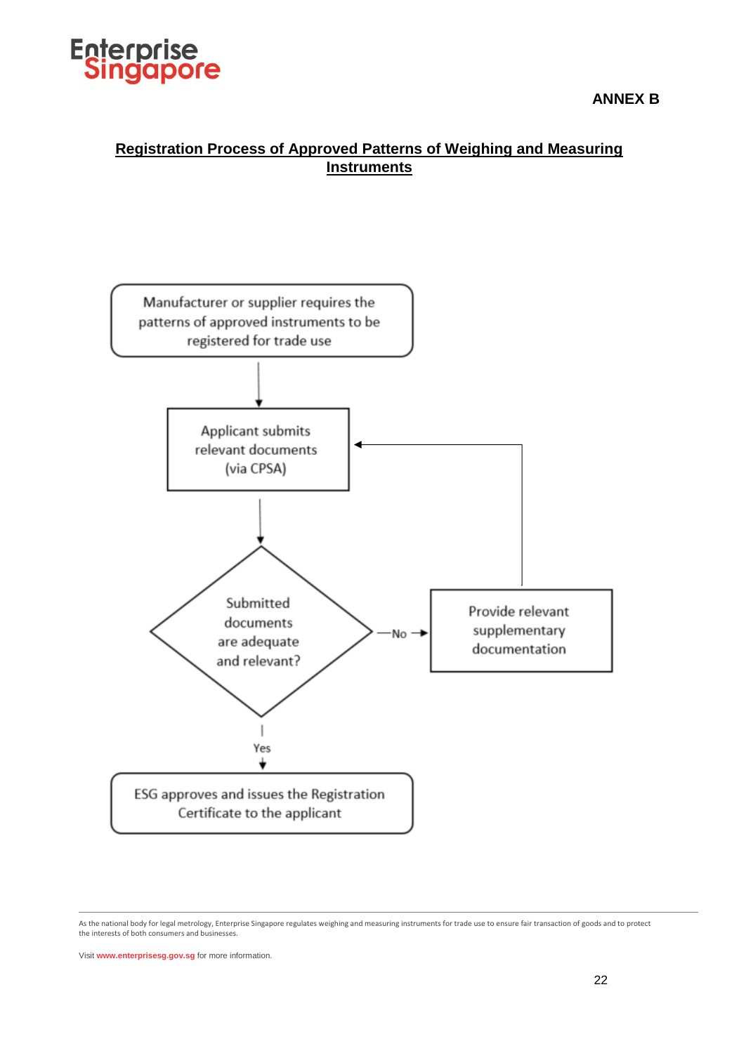**ANNEX B**

## Registration Process of Approved Patterns of Weighing and Measuring Instruments

Manufacturer or supplier requires the patterns of approved instruments to be registered for trade use

Applicant submits relevant documents (via CPSA)

Submitted documents are adequate and relevant?

No → Provide relevant supplementary documentation → (return to) Applicant submits relevant documents (via CPSA)

Yes → ESG approves and issues the Registration Certificate to the applicant

As the national body for legal metrology, Enterprise Singapore regulates weighing and measuring instruments for trade use to ensure fair transaction of goods and to protect the interests of both consumers and businesses.

Visit **www.enterprisesg.gov.sg** for more information.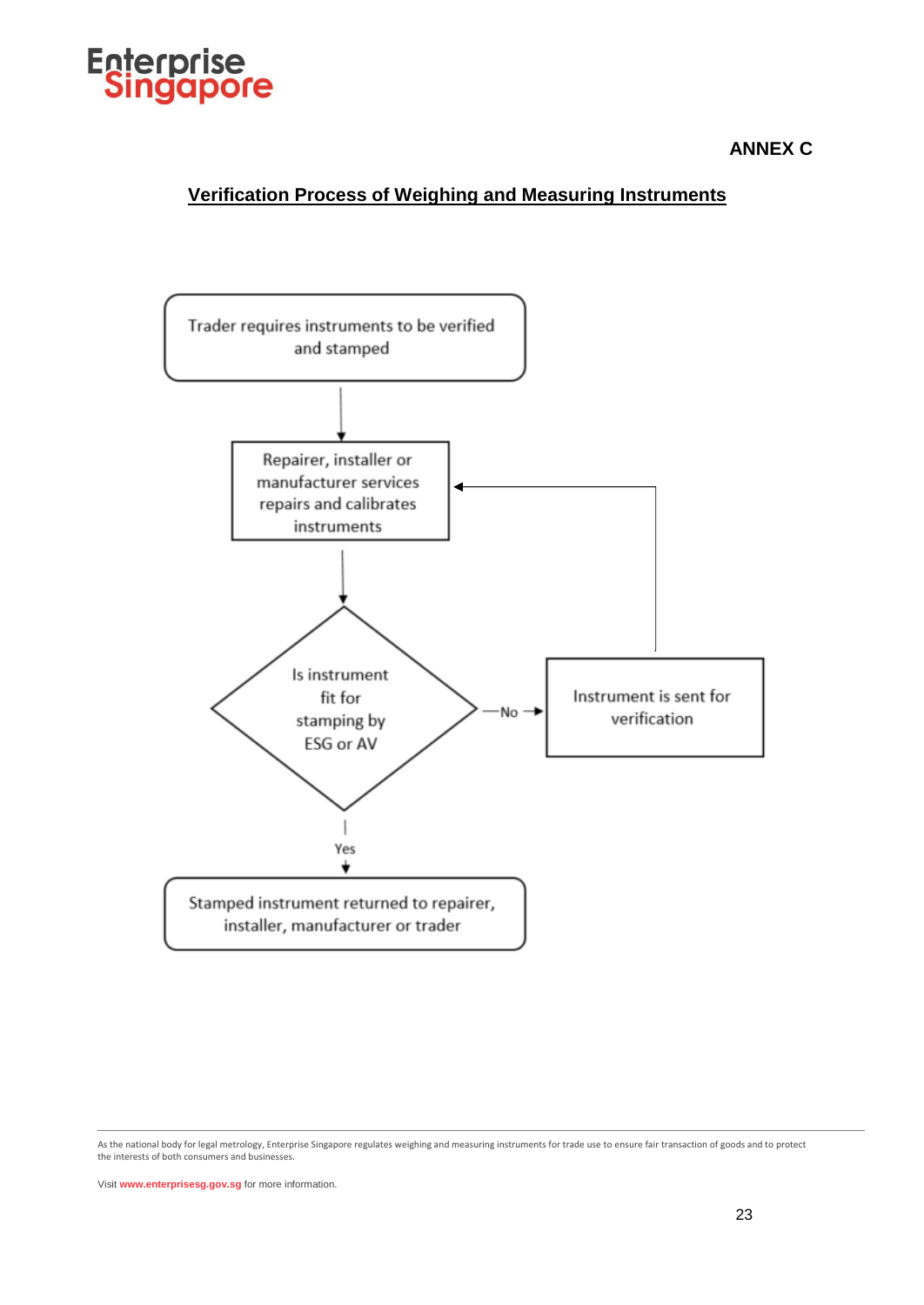**ANNEX C**

## Verification Process of Weighing and Measuring Instruments

Trader requires instruments to be verified and stamped

↓

Repairer, installer or manufacturer services repairs and calibrates instruments

↓

Is instrument fit for stamping by ESG or AV

- No → Instrument is sent for verification → (back to) Repairer, installer or manufacturer services repairs and calibrates instruments
- Yes ↓

Stamped instrument returned to repairer, installer, manufacturer or trader

As the national body for legal metrology, Enterprise Singapore regulates weighing and measuring instruments for trade use to ensure fair transaction of goods and to protect the interests of both consumers and businesses.

Visit www.enterprisesg.gov.sg for more information.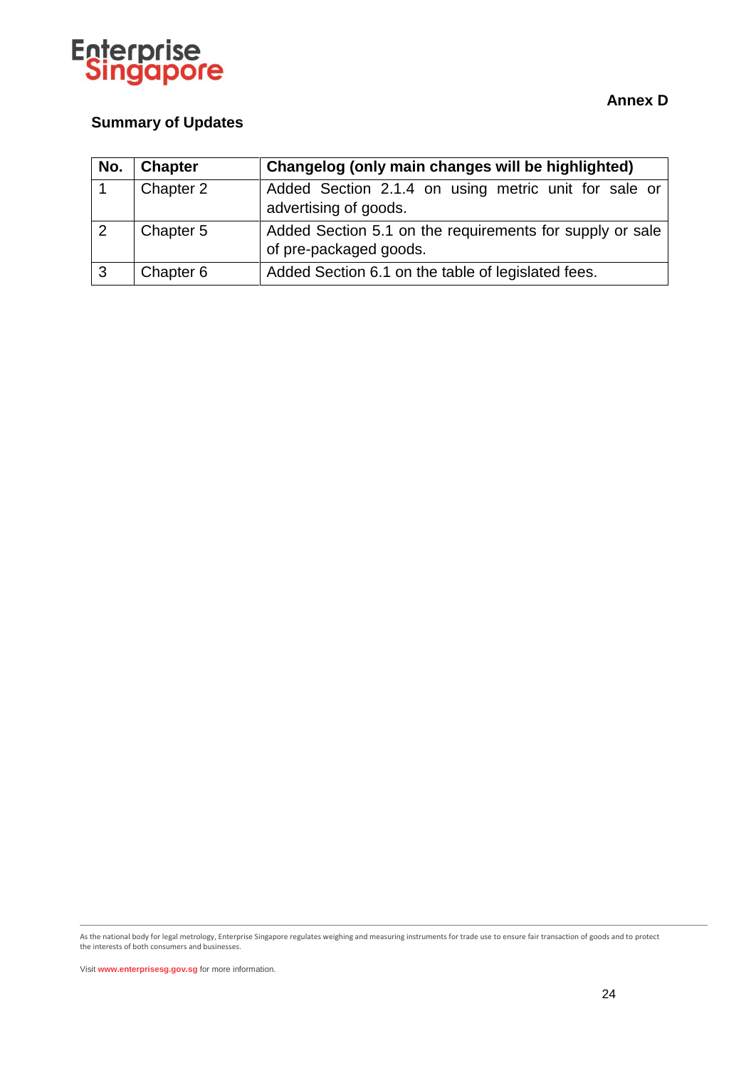**Annex D**

## Summary of Updates

| No. | Chapter | Changelog (only main changes will be highlighted) |
|---|---|---|
| 1 | Chapter 2 | Added Section 2.1.4 on using metric unit for sale or advertising of goods. |
| 2 | Chapter 5 | Added Section 5.1 on the requirements for supply or sale of pre-packaged goods. |
| 3 | Chapter 6 | Added Section 6.1 on the table of legislated fees. |